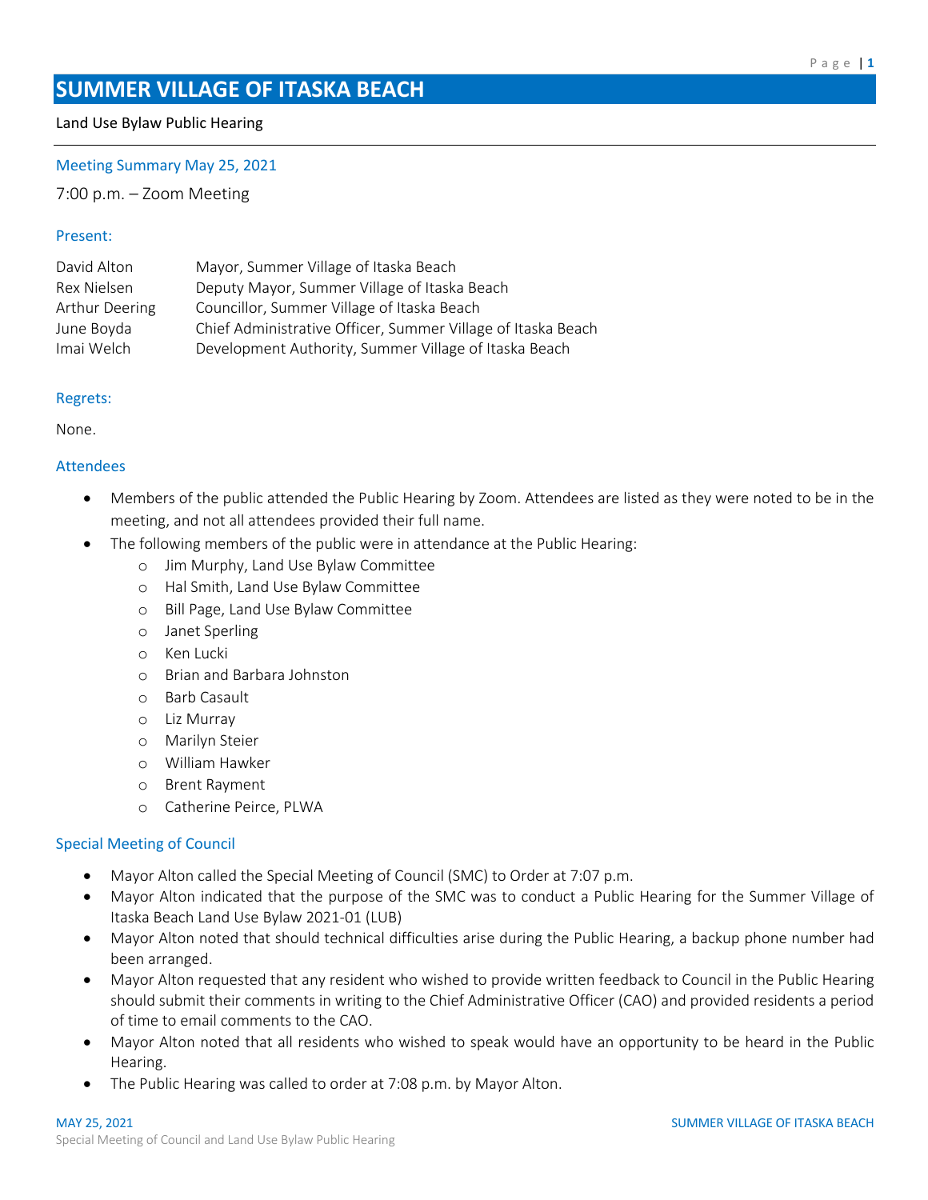# SUMMER VILLAGE OF ITASKA BEACH

Land Use Bylaw Public Hearing

## Meeting Summary May 25, 2021

7:00 p.m. – Zoom Meeting

### Present:

| | |
|---|---|
| David Alton | Mayor, Summer Village of Itaska Beach |
| Rex Nielsen | Deputy Mayor, Summer Village of Itaska Beach |
| Arthur Deering | Councillor, Summer Village of Itaska Beach |
| June Boyda | Chief Administrative Officer, Summer Village of Itaska Beach |
| Imai Welch | Development Authority, Summer Village of Itaska Beach |

### Regrets:

None.

### Attendees

- Members of the public attended the Public Hearing by Zoom. Attendees are listed as they were noted to be in the meeting, and not all attendees provided their full name.
- The following members of the public were in attendance at the Public Hearing:
  - Jim Murphy, Land Use Bylaw Committee
  - Hal Smith, Land Use Bylaw Committee
  - Bill Page, Land Use Bylaw Committee
  - Janet Sperling
  - Ken Lucki
  - Brian and Barbara Johnston
  - Barb Casault
  - Liz Murray
  - Marilyn Steier
  - William Hawker
  - Brent Rayment
  - Catherine Peirce, PLWA

### Special Meeting of Council

- Mayor Alton called the Special Meeting of Council (SMC) to Order at 7:07 p.m.
- Mayor Alton indicated that the purpose of the SMC was to conduct a Public Hearing for the Summer Village of Itaska Beach Land Use Bylaw 2021-01 (LUB)
- Mayor Alton noted that should technical difficulties arise during the Public Hearing, a backup phone number had been arranged.
- Mayor Alton requested that any resident who wished to provide written feedback to Council in the Public Hearing should submit their comments in writing to the Chief Administrative Officer (CAO) and provided residents a period of time to email comments to the CAO.
- Mayor Alton noted that all residents who wished to speak would have an opportunity to be heard in the Public Hearing.
- The Public Hearing was called to order at 7:08 p.m. by Mayor Alton.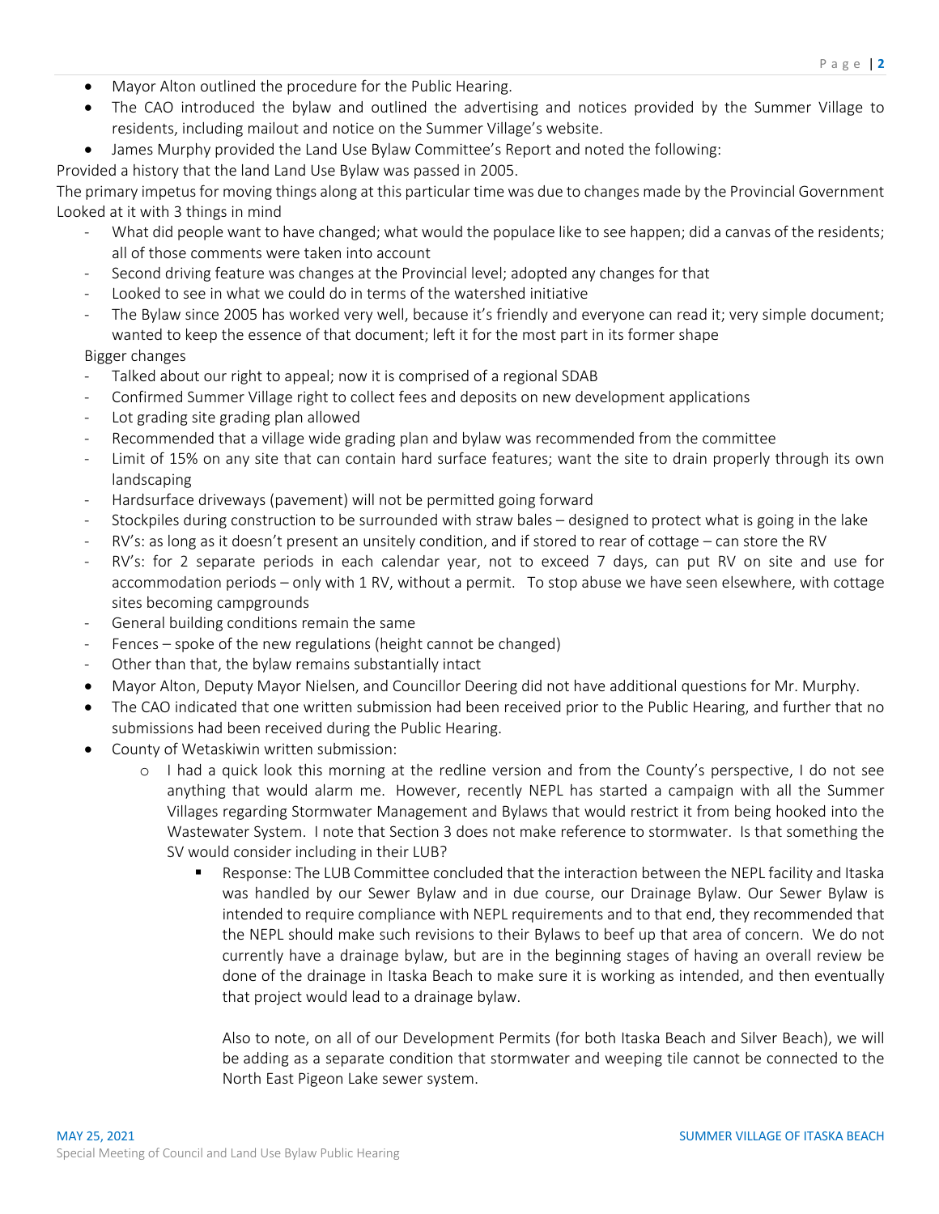- Mayor Alton outlined the procedure for the Public Hearing.
- The CAO introduced the bylaw and outlined the advertising and notices provided by the Summer Village to residents, including mailout and notice on the Summer Village's website.
- James Murphy provided the Land Use Bylaw Committee's Report and noted the following:

Provided a history that the land Land Use Bylaw was passed in 2005.

The primary impetus for moving things along at this particular time was due to changes made by the Provincial Government

Looked at it with 3 things in mind

- What did people want to have changed; what would the populace like to see happen; did a canvas of the residents; all of those comments were taken into account
- Second driving feature was changes at the Provincial level; adopted any changes for that
- Looked to see in what we could do in terms of the watershed initiative
- The Bylaw since 2005 has worked very well, because it's friendly and everyone can read it; very simple document; wanted to keep the essence of that document; left it for the most part in its former shape

Bigger changes

- Talked about our right to appeal; now it is comprised of a regional SDAB
- Confirmed Summer Village right to collect fees and deposits on new development applications
- Lot grading site grading plan allowed
- Recommended that a village wide grading plan and bylaw was recommended from the committee
- Limit of 15% on any site that can contain hard surface features; want the site to drain properly through its own landscaping
- Hardsurface driveways (pavement) will not be permitted going forward
- Stockpiles during construction to be surrounded with straw bales – designed to protect what is going in the lake
- RV's: as long as it doesn't present an unsitely condition, and if stored to rear of cottage – can store the RV
- RV's: for 2 separate periods in each calendar year, not to exceed 7 days, can put RV on site and use for accommodation periods – only with 1 RV, without a permit. To stop abuse we have seen elsewhere, with cottage sites becoming campgrounds
- General building conditions remain the same
- Fences – spoke of the new regulations (height cannot be changed)
- Other than that, the bylaw remains substantially intact

- Mayor Alton, Deputy Mayor Nielsen, and Councillor Deering did not have additional questions for Mr. Murphy.
- The CAO indicated that one written submission had been received prior to the Public Hearing, and further that no submissions had been received during the Public Hearing.
- County of Wetaskiwin written submission:
  - I had a quick look this morning at the redline version and from the County's perspective, I do not see anything that would alarm me. However, recently NEPL has started a campaign with all the Summer Villages regarding Stormwater Management and Bylaws that would restrict it from being hooked into the Wastewater System. I note that Section 3 does not make reference to stormwater. Is that something the SV would consider including in their LUB?
    - Response: The LUB Committee concluded that the interaction between the NEPL facility and Itaska was handled by our Sewer Bylaw and in due course, our Drainage Bylaw. Our Sewer Bylaw is intended to require compliance with NEPL requirements and to that end, they recommended that the NEPL should make such revisions to their Bylaws to beef up that area of concern. We do not currently have a drainage bylaw, but are in the beginning stages of having an overall review be done of the drainage in Itaska Beach to make sure it is working as intended, and then eventually that project would lead to a drainage bylaw.

      Also to note, on all of our Development Permits (for both Itaska Beach and Silver Beach), we will be adding as a separate condition that stormwater and weeping tile cannot be connected to the North East Pigeon Lake sewer system.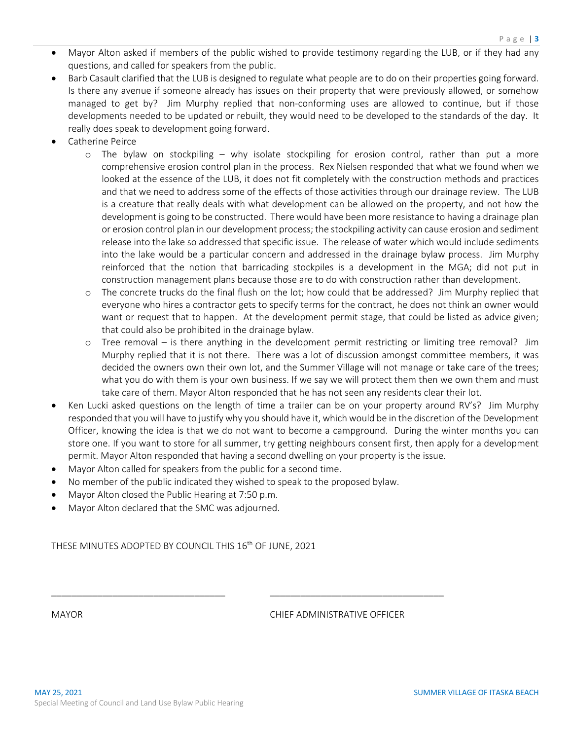- Mayor Alton asked if members of the public wished to provide testimony regarding the LUB, or if they had any questions, and called for speakers from the public.
- Barb Casault clarified that the LUB is designed to regulate what people are to do on their properties going forward. Is there any avenue if someone already has issues on their property that were previously allowed, or somehow managed to get by? Jim Murphy replied that non-conforming uses are allowed to continue, but if those developments needed to be updated or rebuilt, they would need to be developed to the standards of the day. It really does speak to development going forward.
- Catherine Peirce
  - The bylaw on stockpiling – why isolate stockpiling for erosion control, rather than put a more comprehensive erosion control plan in the process. Rex Nielsen responded that what we found when we looked at the essence of the LUB, it does not fit completely with the construction methods and practices and that we need to address some of the effects of those activities through our drainage review. The LUB is a creature that really deals with what development can be allowed on the property, and not how the development is going to be constructed. There would have been more resistance to having a drainage plan or erosion control plan in our development process; the stockpiling activity can cause erosion and sediment release into the lake so addressed that specific issue. The release of water which would include sediments into the lake would be a particular concern and addressed in the drainage bylaw process. Jim Murphy reinforced that the notion that barricading stockpiles is a development in the MGA; did not put in construction management plans because those are to do with construction rather than development.
  - The concrete trucks do the final flush on the lot; how could that be addressed? Jim Murphy replied that everyone who hires a contractor gets to specify terms for the contract, he does not think an owner would want or request that to happen. At the development permit stage, that could be listed as advice given; that could also be prohibited in the drainage bylaw.
  - Tree removal – is there anything in the development permit restricting or limiting tree removal? Jim Murphy replied that it is not there. There was a lot of discussion amongst committee members, it was decided the owners own their own lot, and the Summer Village will not manage or take care of the trees; what you do with them is your own business. If we say we will protect them then we own them and must take care of them. Mayor Alton responded that he has not seen any residents clear their lot.
- Ken Lucki asked questions on the length of time a trailer can be on your property around RV's? Jim Murphy responded that you will have to justify why you should have it, which would be in the discretion of the Development Officer, knowing the idea is that we do not want to become a campground. During the winter months you can store one. If you want to store for all summer, try getting neighbours consent first, then apply for a development permit. Mayor Alton responded that having a second dwelling on your property is the issue.
- Mayor Alton called for speakers from the public for a second time.
- No member of the public indicated they wished to speak to the proposed bylaw.
- Mayor Alton closed the Public Hearing at 7:50 p.m.
- Mayor Alton declared that the SMC was adjourned.

THESE MINUTES ADOPTED BY COUNCIL THIS 16th OF JUNE, 2021

\_\_\_\_\_\_\_\_\_\_\_\_\_\_\_\_\_\_\_\_\_\_\_\_\_\_\_\_\_\_\_\_\_\_ \_\_\_\_\_\_\_\_\_\_\_\_\_\_\_\_\_\_\_\_\_\_\_\_\_\_\_\_\_\_\_\_\_\_

MAYOR CHIEF ADMINISTRATIVE OFFICER